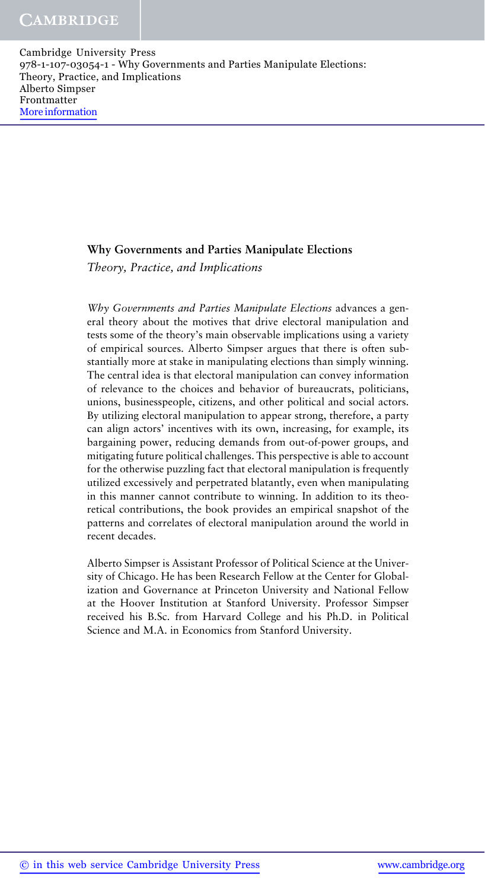## Why Governments and Parties Manipulate Elections

*Theory, Practice, and Implications*

*Why Governments and Parties Manipulate Elections* advances a general theory about the motives that drive electoral manipulation and tests some of the theory's main observable implications using a variety of empirical sources. Alberto Simpser argues that there is often substantially more at stake in manipulating elections than simply winning. The central idea is that electoral manipulation can convey information of relevance to the choices and behavior of bureaucrats, politicians, unions, businesspeople, citizens, and other political and social actors. By utilizing electoral manipulation to appear strong, therefore, a party can align actors' incentives with its own, increasing, for example, its bargaining power, reducing demands from out-of-power groups, and mitigating future political challenges. This perspective is able to account for the otherwise puzzling fact that electoral manipulation is frequently utilized excessively and perpetrated blatantly, even when manipulating in this manner cannot contribute to winning. In addition to its theoretical contributions, the book provides an empirical snapshot of the patterns and correlates of electoral manipulation around the world in recent decades.

Alberto Simpser is Assistant Professor of Political Science at the University of Chicago. He has been Research Fellow at the Center for Globalization and Governance at Princeton University and National Fellow at the Hoover Institution at Stanford University. Professor Simpser received his B.Sc. from Harvard College and his Ph.D. in Political Science and M.A. in Economics from Stanford University.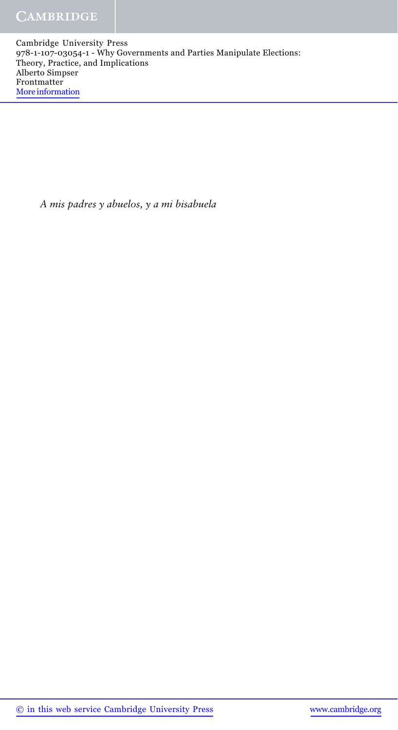*A mis padres y abuelos, y a mi bisabuela*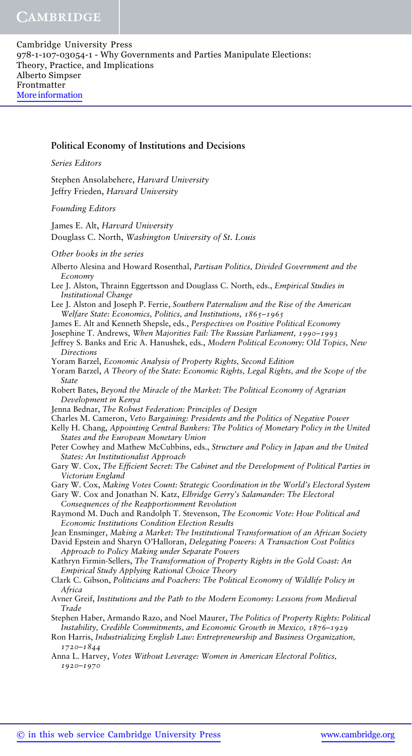## Political Economy of Institutions and Decisions

*Series Editors*

Stephen Ansolabehere, *Harvard University*
Jeffry Frieden, *Harvard University*

*Founding Editors*

James E. Alt, *Harvard University*
Douglass C. North, *Washington University of St. Louis*

*Other books in the series*

Alberto Alesina and Howard Rosenthal, *Partisan Politics, Divided Government and the Economy*

Lee J. Alston, Thrainn Eggertsson and Douglass C. North, eds., *Empirical Studies in Institutional Change*

Lee J. Alston and Joseph P. Ferrie, *Southern Paternalism and the Rise of the American Welfare State: Economics, Politics, and Institutions, 1865–1965*

James E. Alt and Kenneth Shepsle, eds., *Perspectives on Positive Political Economy*

Josephine T. Andrews, *When Majorities Fail: The Russian Parliament, 1990–1993*

Jeffrey S. Banks and Eric A. Hanushek, eds., *Modern Political Economy: Old Topics, New Directions*

Yoram Barzel, *Economic Analysis of Property Rights, Second Edition*

Yoram Barzel, *A Theory of the State: Economic Rights, Legal Rights, and the Scope of the State*

Robert Bates, *Beyond the Miracle of the Market: The Political Economy of Agrarian Development in Kenya*

Jenna Bednar, *The Robust Federation: Principles of Design*

Charles M. Cameron, *Veto Bargaining: Presidents and the Politics of Negative Power*

Kelly H. Chang, *Appointing Central Bankers: The Politics of Monetary Policy in the United States and the European Monetary Union*

Peter Cowhey and Mathew McCubbins, eds., *Structure and Policy in Japan and the United States: An Institutionalist Approach*

Gary W. Cox, *The Efficient Secret: The Cabinet and the Development of Political Parties in Victorian England*

Gary W. Cox, *Making Votes Count: Strategic Coordination in the World's Electoral System*

Gary W. Cox and Jonathan N. Katz, *Elbridge Gerry's Salamander: The Electoral Consequences of the Reapportionment Revolution*

Raymond M. Duch and Randolph T. Stevenson, *The Economic Vote: How Political and Economic Institutions Condition Election Results*

Jean Ensminger, *Making a Market: The Institutional Transformation of an African Society*

David Epstein and Sharyn O'Halloran, *Delegating Powers: A Transaction Cost Politics Approach to Policy Making under Separate Powers*

Kathryn Firmin-Sellers, *The Transformation of Property Rights in the Gold Coast: An Empirical Study Applying Rational Choice Theory*

Clark C. Gibson, *Politicians and Poachers: The Political Economy of Wildlife Policy in Africa*

Avner Greif, *Institutions and the Path to the Modern Economy: Lessons from Medieval Trade*

Stephen Haber, Armando Razo, and Noel Maurer, *The Politics of Property Rights: Political Instability, Credible Commitments, and Economic Growth in Mexico, 1876–1929*

Ron Harris, *Industrializing English Law: Entrepreneurship and Business Organization, 1720–1844*

Anna L. Harvey, *Votes Without Leverage: Women in American Electoral Politics, 1920–1970*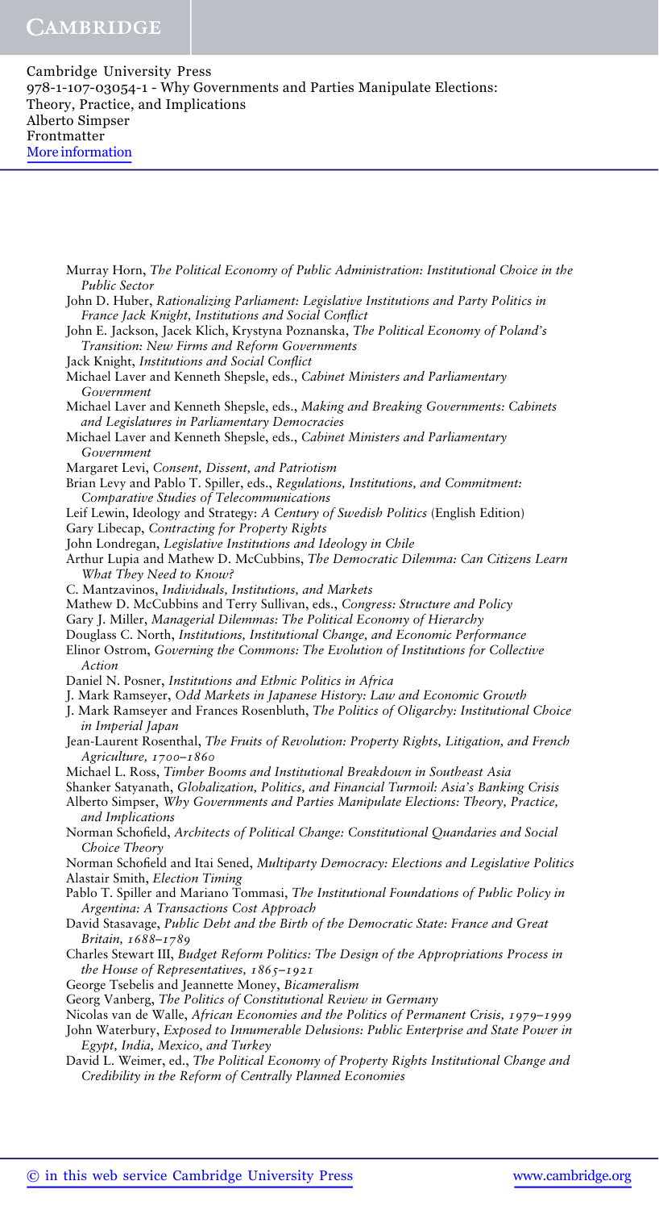Murray Horn, *The Political Economy of Public Administration: Institutional Choice in the Public Sector*

John D. Huber, *Rationalizing Parliament: Legislative Institutions and Party Politics in France Jack Knight, Institutions and Social Conflict*

John E. Jackson, Jacek Klich, Krystyna Poznanska, *The Political Economy of Poland's Transition: New Firms and Reform Governments*

Jack Knight, *Institutions and Social Conflict*

Michael Laver and Kenneth Shepsle, eds., *Cabinet Ministers and Parliamentary Government*

Michael Laver and Kenneth Shepsle, eds., *Making and Breaking Governments: Cabinets and Legislatures in Parliamentary Democracies*

Michael Laver and Kenneth Shepsle, eds., *Cabinet Ministers and Parliamentary Government*

Margaret Levi, *Consent, Dissent, and Patriotism*

Brian Levy and Pablo T. Spiller, eds., *Regulations, Institutions, and Commitment: Comparative Studies of Telecommunications*

Leif Lewin, Ideology and Strategy: *A Century of Swedish Politics* (English Edition)

Gary Libecap, *Contracting for Property Rights*

John Londregan, *Legislative Institutions and Ideology in Chile*

Arthur Lupia and Mathew D. McCubbins, *The Democratic Dilemma: Can Citizens Learn What They Need to Know?*

C. Mantzavinos, *Individuals, Institutions, and Markets*

Mathew D. McCubbins and Terry Sullivan, eds., *Congress: Structure and Policy*

Gary J. Miller, *Managerial Dilemmas: The Political Economy of Hierarchy*

Douglass C. North, *Institutions, Institutional Change, and Economic Performance*

Elinor Ostrom, *Governing the Commons: The Evolution of Institutions for Collective Action*

Daniel N. Posner, *Institutions and Ethnic Politics in Africa*

J. Mark Ramseyer, *Odd Markets in Japanese History: Law and Economic Growth*

J. Mark Ramseyer and Frances Rosenbluth, *The Politics of Oligarchy: Institutional Choice in Imperial Japan*

Jean-Laurent Rosenthal, *The Fruits of Revolution: Property Rights, Litigation, and French Agriculture, 1700–1860*

Michael L. Ross, *Timber Booms and Institutional Breakdown in Southeast Asia*

Shanker Satyanath, *Globalization, Politics, and Financial Turmoil: Asia's Banking Crisis*

Alberto Simpser, *Why Governments and Parties Manipulate Elections: Theory, Practice, and Implications*

Norman Schofield, *Architects of Political Change: Constitutional Quandaries and Social Choice Theory*

Norman Schofield and Itai Sened, *Multiparty Democracy: Elections and Legislative Politics*

Alastair Smith, *Election Timing*

Pablo T. Spiller and Mariano Tommasi, *The Institutional Foundations of Public Policy in Argentina: A Transactions Cost Approach*

David Stasavage, *Public Debt and the Birth of the Democratic State: France and Great Britain, 1688–1789*

Charles Stewart III, *Budget Reform Politics: The Design of the Appropriations Process in the House of Representatives, 1865–1921*

George Tsebelis and Jeannette Money, *Bicameralism*

Georg Vanberg, *The Politics of Constitutional Review in Germany*

Nicolas van de Walle, *African Economies and the Politics of Permanent Crisis, 1979–1999*

John Waterbury, *Exposed to Innumerable Delusions: Public Enterprise and State Power in Egypt, India, Mexico, and Turkey*

David L. Weimer, ed., *The Political Economy of Property Rights Institutional Change and Credibility in the Reform of Centrally Planned Economies*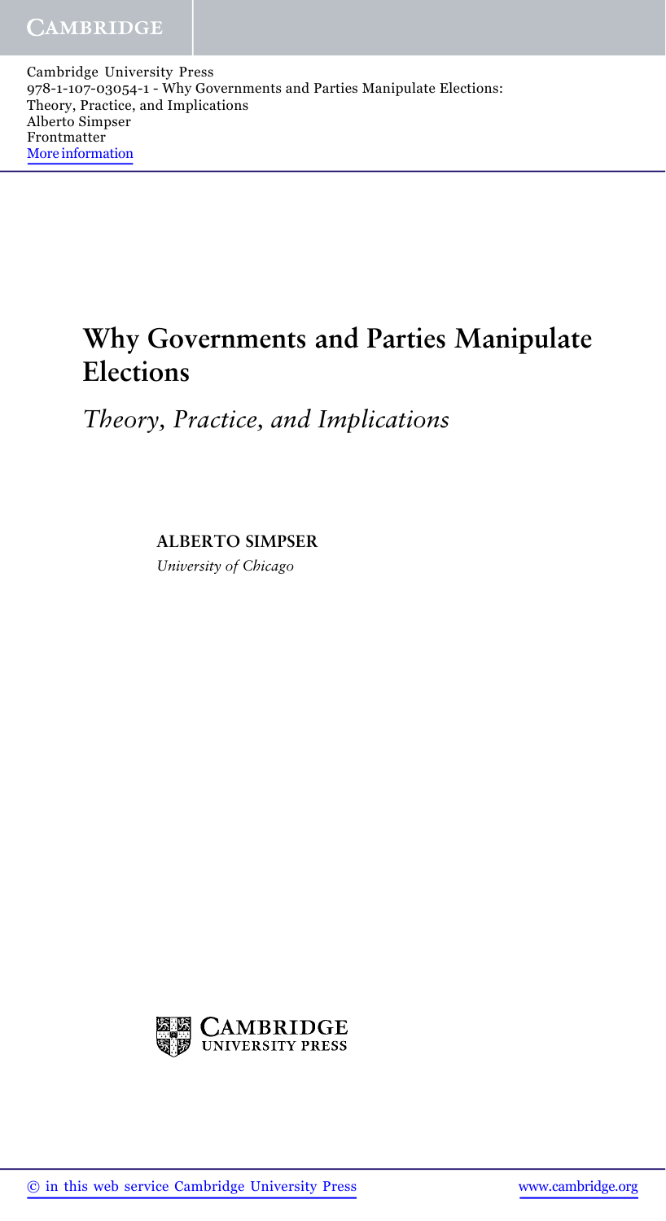# Why Governments and Parties Manipulate Elections

*Theory, Practice, and Implications*

**ALBERTO SIMPSER**

*University of Chicago*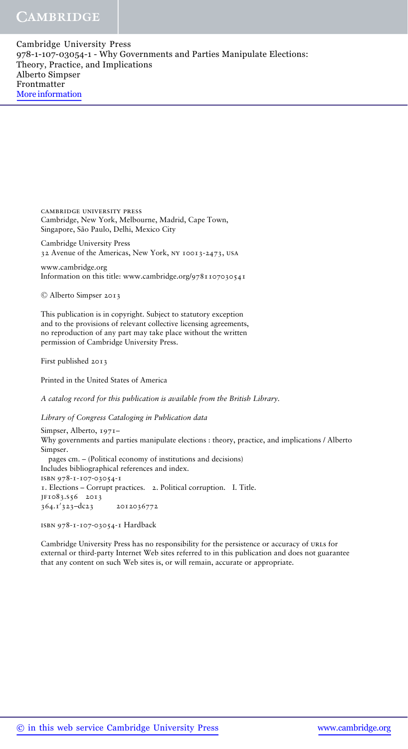CAMBRIDGE UNIVERSITY PRESS
Cambridge, New York, Melbourne, Madrid, Cape Town,
Singapore, São Paulo, Delhi, Mexico City

Cambridge University Press
32 Avenue of the Americas, New York, NY 10013-2473, USA

www.cambridge.org
Information on this title: www.cambridge.org/9781107030541

© Alberto Simpser 2013

This publication is in copyright. Subject to statutory exception
and to the provisions of relevant collective licensing agreements,
no reproduction of any part may take place without the written
permission of Cambridge University Press.

First published 2013

Printed in the United States of America

*A catalog record for this publication is available from the British Library.*

*Library of Congress Cataloging in Publication data*

Simpser, Alberto, 1971–
Why governments and parties manipulate elections : theory, practice, and implications / Alberto Simpser.
pages cm. – (Political economy of institutions and decisions)
Includes bibliographical references and index.
ISBN 978-1-107-03054-1
1. Elections – Corrupt practices. 2. Political corruption. I. Title.
JF1083.S56 2013
364.1′323–dc23 2012036772

ISBN 978-1-107-03054-1 Hardback

Cambridge University Press has no responsibility for the persistence or accuracy of URLs for
external or third-party Internet Web sites referred to in this publication and does not guarantee
that any content on such Web sites is, or will remain, accurate or appropriate.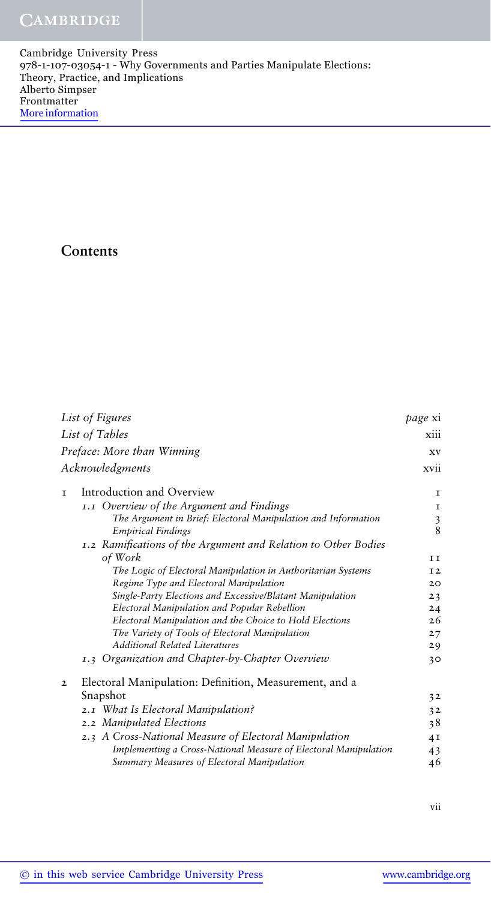# Contents

| | | |
|---|---|---|
| *List of Figures* | | *page* xi |
| *List of Tables* | | xiii |
| *Preface: More than Winning* | | xv |
| *Acknowledgments* | | xvii |
| 1 | Introduction and Overview | 1 |
| | *1.1 Overview of the Argument and Findings* | 1 |
| | *The Argument in Brief: Electoral Manipulation and Information* | 3 |
| | *Empirical Findings* | 8 |
| | *1.2 Ramifications of the Argument and Relation to Other Bodies of Work* | 11 |
| | *The Logic of Electoral Manipulation in Authoritarian Systems* | 12 |
| | *Regime Type and Electoral Manipulation* | 20 |
| | *Single-Party Elections and Excessive/Blatant Manipulation* | 23 |
| | *Electoral Manipulation and Popular Rebellion* | 24 |
| | *Electoral Manipulation and the Choice to Hold Elections* | 26 |
| | *The Variety of Tools of Electoral Manipulation* | 27 |
| | *Additional Related Literatures* | 29 |
| | *1.3 Organization and Chapter-by-Chapter Overview* | 30 |
| 2 | Electoral Manipulation: Definition, Measurement, and a Snapshot | 32 |
| | *2.1 What Is Electoral Manipulation?* | 32 |
| | *2.2 Manipulated Elections* | 38 |
| | *2.3 A Cross-National Measure of Electoral Manipulation* | 41 |
| | *Implementing a Cross-National Measure of Electoral Manipulation* | 43 |
| | *Summary Measures of Electoral Manipulation* | 46 |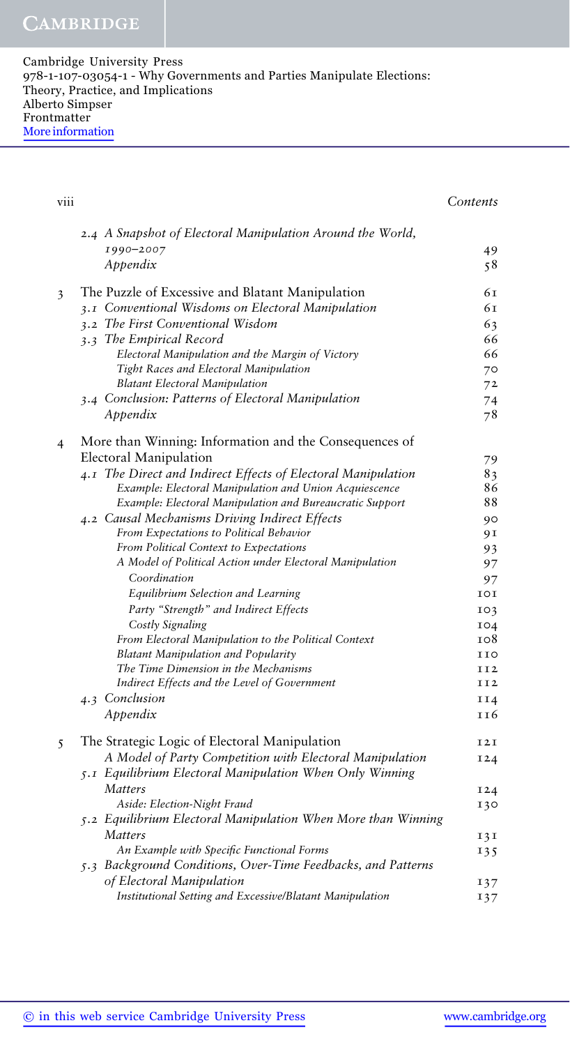| | | |
|---|---|---|
| | *2.4 A Snapshot of Electoral Manipulation Around the World, 1990–2007* | 49 |
| | *Appendix* | 58 |
| 3 | The Puzzle of Excessive and Blatant Manipulation | 61 |
| | *3.1 Conventional Wisdoms on Electoral Manipulation* | 61 |
| | *3.2 The First Conventional Wisdom* | 63 |
| | *3.3 The Empirical Record* | 66 |
| | *Electoral Manipulation and the Margin of Victory* | 66 |
| | *Tight Races and Electoral Manipulation* | 70 |
| | *Blatant Electoral Manipulation* | 72 |
| | *3.4 Conclusion: Patterns of Electoral Manipulation* | 74 |
| | *Appendix* | 78 |
| 4 | More than Winning: Information and the Consequences of Electoral Manipulation | 79 |
| | *4.1 The Direct and Indirect Effects of Electoral Manipulation* | 83 |
| | *Example: Electoral Manipulation and Union Acquiescence* | 86 |
| | *Example: Electoral Manipulation and Bureaucratic Support* | 88 |
| | *4.2 Causal Mechanisms Driving Indirect Effects* | 90 |
| | *From Expectations to Political Behavior* | 91 |
| | *From Political Context to Expectations* | 93 |
| | *A Model of Political Action under Electoral Manipulation* | 97 |
| | *Coordination* | 97 |
| | *Equilibrium Selection and Learning* | 101 |
| | *Party "Strength" and Indirect Effects* | 103 |
| | *Costly Signaling* | 104 |
| | *From Electoral Manipulation to the Political Context* | 108 |
| | *Blatant Manipulation and Popularity* | 110 |
| | *The Time Dimension in the Mechanisms* | 112 |
| | *Indirect Effects and the Level of Government* | 112 |
| | *4.3 Conclusion* | 114 |
| | *Appendix* | 116 |
| 5 | The Strategic Logic of Electoral Manipulation | 121 |
| | *A Model of Party Competition with Electoral Manipulation* | 124 |
| | *5.1 Equilibrium Electoral Manipulation When Only Winning Matters* | 124 |
| | *Aside: Election-Night Fraud* | 130 |
| | *5.2 Equilibrium Electoral Manipulation When More than Winning Matters* | 131 |
| | *An Example with Specific Functional Forms* | 135 |
| | *5.3 Background Conditions, Over-Time Feedbacks, and Patterns of Electoral Manipulation* | 137 |
| | *Institutional Setting and Excessive/Blatant Manipulation* | 137 |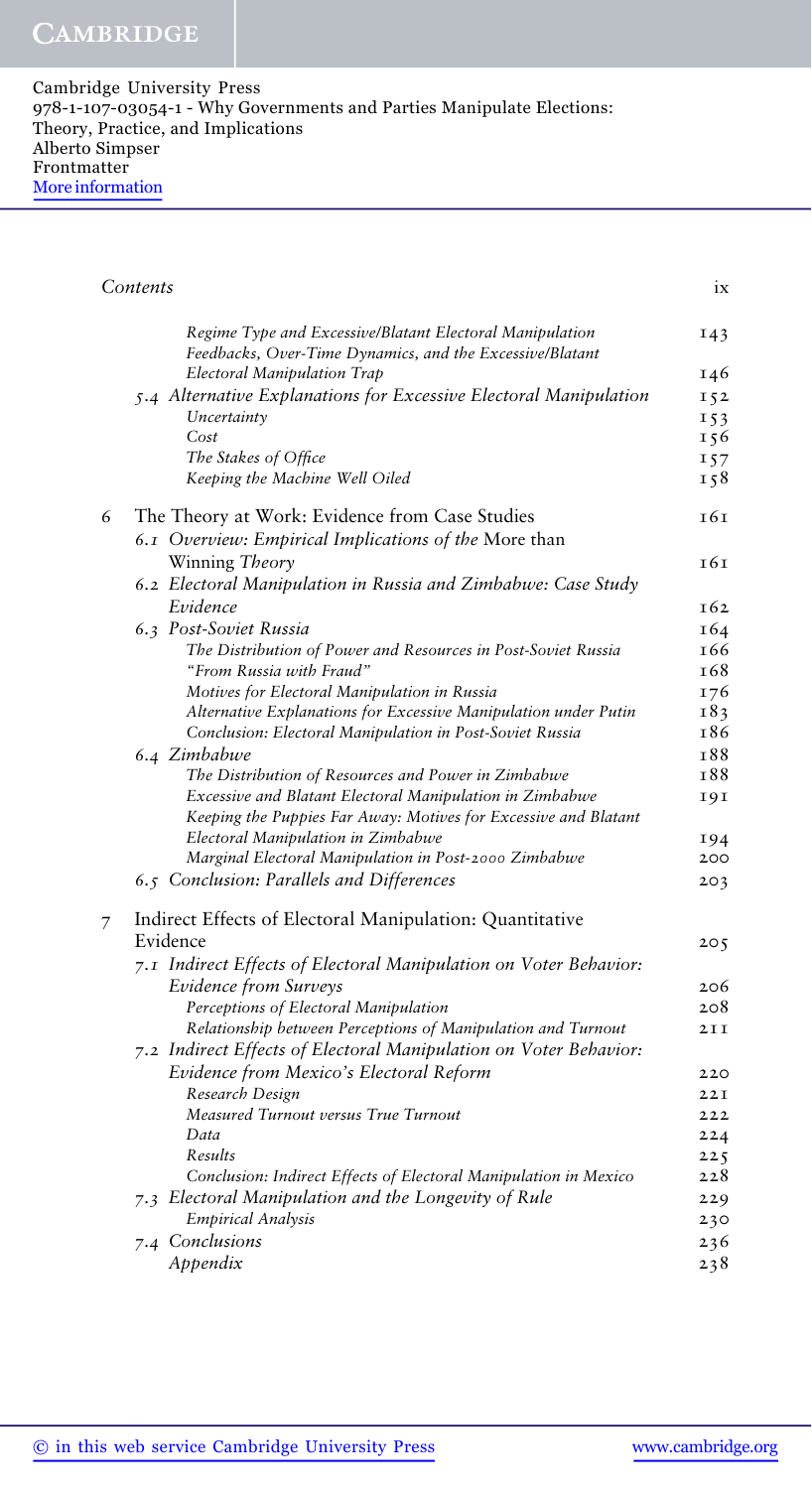Cambridge University Press
978-1-107-03054-1 - Why Governments and Parties Manipulate Elections: Theory, Practice, and Implications
Alberto Simpser
Frontmatter
More information

| | |
|---|---|
| *Regime Type and Excessive/Blatant Electoral Manipulation* | 143 |
| *Feedbacks, Over-Time Dynamics, and the Excessive/Blatant Electoral Manipulation Trap* | 146 |
| *5.4 Alternative Explanations for Excessive Electoral Manipulation* | 152 |
| *Uncertainty* | 153 |
| *Cost* | 156 |
| *The Stakes of Office* | 157 |
| *Keeping the Machine Well Oiled* | 158 |
| 6 The Theory at Work: Evidence from Case Studies | 161 |
| *6.1 Overview: Empirical Implications of the* More than Winning *Theory* | 161 |
| *6.2 Electoral Manipulation in Russia and Zimbabwe: Case Study Evidence* | 162 |
| *6.3 Post-Soviet Russia* | 164 |
| *The Distribution of Power and Resources in Post-Soviet Russia* | 166 |
| *"From Russia with Fraud"* | 168 |
| *Motives for Electoral Manipulation in Russia* | 176 |
| *Alternative Explanations for Excessive Manipulation under Putin* | 183 |
| *Conclusion: Electoral Manipulation in Post-Soviet Russia* | 186 |
| *6.4 Zimbabwe* | 188 |
| *The Distribution of Resources and Power in Zimbabwe* | 188 |
| *Excessive and Blatant Electoral Manipulation in Zimbabwe* | 191 |
| *Keeping the Puppies Far Away: Motives for Excessive and Blatant Electoral Manipulation in Zimbabwe* | 194 |
| *Marginal Electoral Manipulation in Post-2000 Zimbabwe* | 200 |
| *6.5 Conclusion: Parallels and Differences* | 203 |
| 7 Indirect Effects of Electoral Manipulation: Quantitative Evidence | 205 |
| *7.1 Indirect Effects of Electoral Manipulation on Voter Behavior: Evidence from Surveys* | 206 |
| *Perceptions of Electoral Manipulation* | 208 |
| *Relationship between Perceptions of Manipulation and Turnout* | 211 |
| *7.2 Indirect Effects of Electoral Manipulation on Voter Behavior: Evidence from Mexico's Electoral Reform* | 220 |
| *Research Design* | 221 |
| *Measured Turnout versus True Turnout* | 222 |
| *Data* | 224 |
| *Results* | 225 |
| *Conclusion: Indirect Effects of Electoral Manipulation in Mexico* | 228 |
| *7.3 Electoral Manipulation and the Longevity of Rule* | 229 |
| *Empirical Analysis* | 230 |
| *7.4 Conclusions* | 236 |
| *Appendix* | 238 |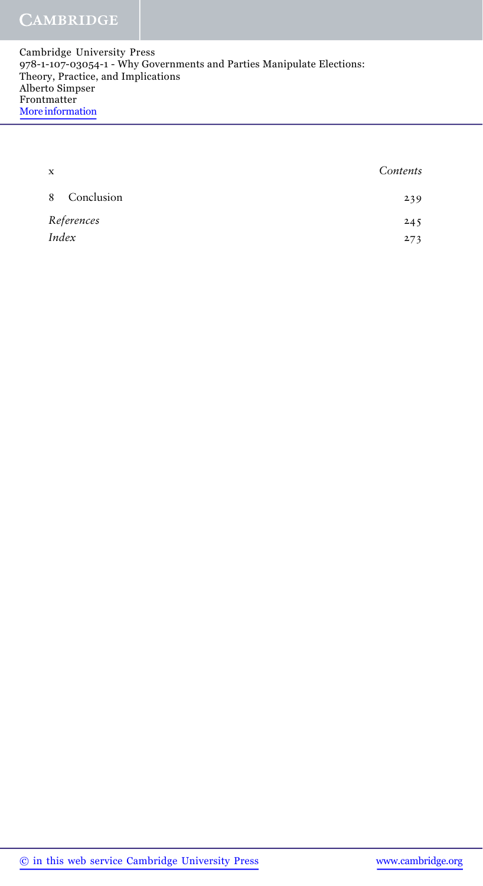| | |
|---|---|
| 8 Conclusion | 239 |
| *References* | 245 |
| *Index* | 273 |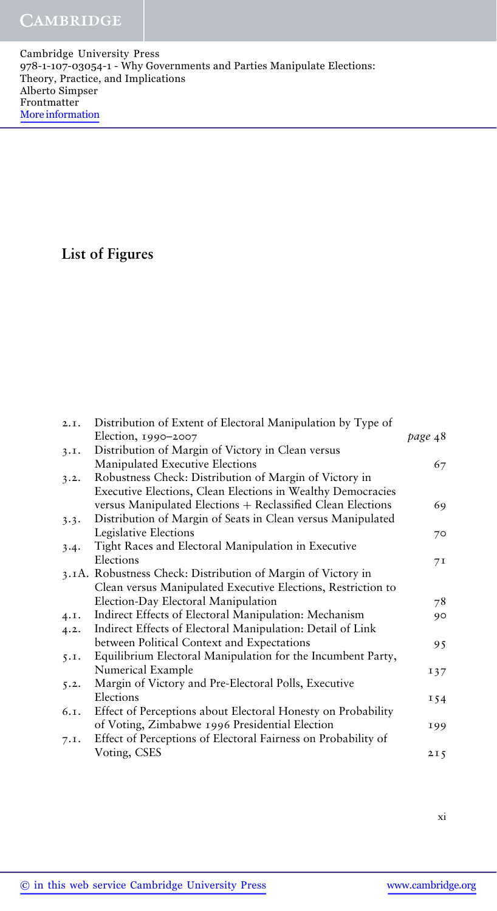# List of Figures

| | | |
|---|---|---|
| 2.1. | Distribution of Extent of Electoral Manipulation by Type of Election, 1990–2007 | *page* 48 |
| 3.1. | Distribution of Margin of Victory in Clean versus Manipulated Executive Elections | 67 |
| 3.2. | Robustness Check: Distribution of Margin of Victory in Executive Elections, Clean Elections in Wealthy Democracies versus Manipulated Elections + Reclassified Clean Elections | 69 |
| 3.3. | Distribution of Margin of Seats in Clean versus Manipulated Legislative Elections | 70 |
| 3.4. | Tight Races and Electoral Manipulation in Executive Elections | 71 |
| 3.1A. | Robustness Check: Distribution of Margin of Victory in Clean versus Manipulated Executive Elections, Restriction to Election-Day Electoral Manipulation | 78 |
| 4.1. | Indirect Effects of Electoral Manipulation: Mechanism | 90 |
| 4.2. | Indirect Effects of Electoral Manipulation: Detail of Link between Political Context and Expectations | 95 |
| 5.1. | Equilibrium Electoral Manipulation for the Incumbent Party, Numerical Example | 137 |
| 5.2. | Margin of Victory and Pre-Electoral Polls, Executive Elections | 154 |
| 6.1. | Effect of Perceptions about Electoral Honesty on Probability of Voting, Zimbabwe 1996 Presidential Election | 199 |
| 7.1. | Effect of Perceptions of Electoral Fairness on Probability of Voting, CSES | 215 |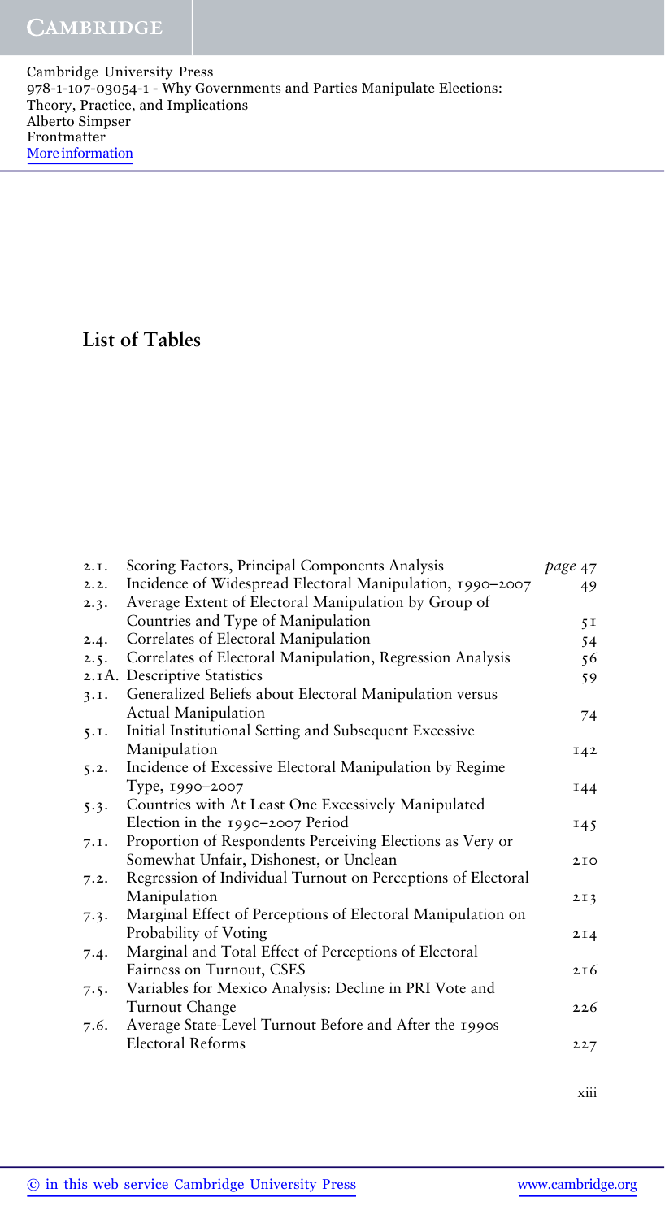# List of Tables

| | | |
|---|---|---|
| 2.1. | Scoring Factors, Principal Components Analysis | *page* 47 |
| 2.2. | Incidence of Widespread Electoral Manipulation, 1990–2007 | 49 |
| 2.3. | Average Extent of Electoral Manipulation by Group of Countries and Type of Manipulation | 51 |
| 2.4. | Correlates of Electoral Manipulation | 54 |
| 2.5. | Correlates of Electoral Manipulation, Regression Analysis | 56 |
| 2.1A. | Descriptive Statistics | 59 |
| 3.1. | Generalized Beliefs about Electoral Manipulation versus Actual Manipulation | 74 |
| 5.1. | Initial Institutional Setting and Subsequent Excessive Manipulation | 142 |
| 5.2. | Incidence of Excessive Electoral Manipulation by Regime Type, 1990–2007 | 144 |
| 5.3. | Countries with At Least One Excessively Manipulated Election in the 1990–2007 Period | 145 |
| 7.1. | Proportion of Respondents Perceiving Elections as Very or Somewhat Unfair, Dishonest, or Unclean | 210 |
| 7.2. | Regression of Individual Turnout on Perceptions of Electoral Manipulation | 213 |
| 7.3. | Marginal Effect of Perceptions of Electoral Manipulation on Probability of Voting | 214 |
| 7.4. | Marginal and Total Effect of Perceptions of Electoral Fairness on Turnout, CSES | 216 |
| 7.5. | Variables for Mexico Analysis: Decline in PRI Vote and Turnout Change | 226 |
| 7.6. | Average State-Level Turnout Before and After the 1990s Electoral Reforms | 227 |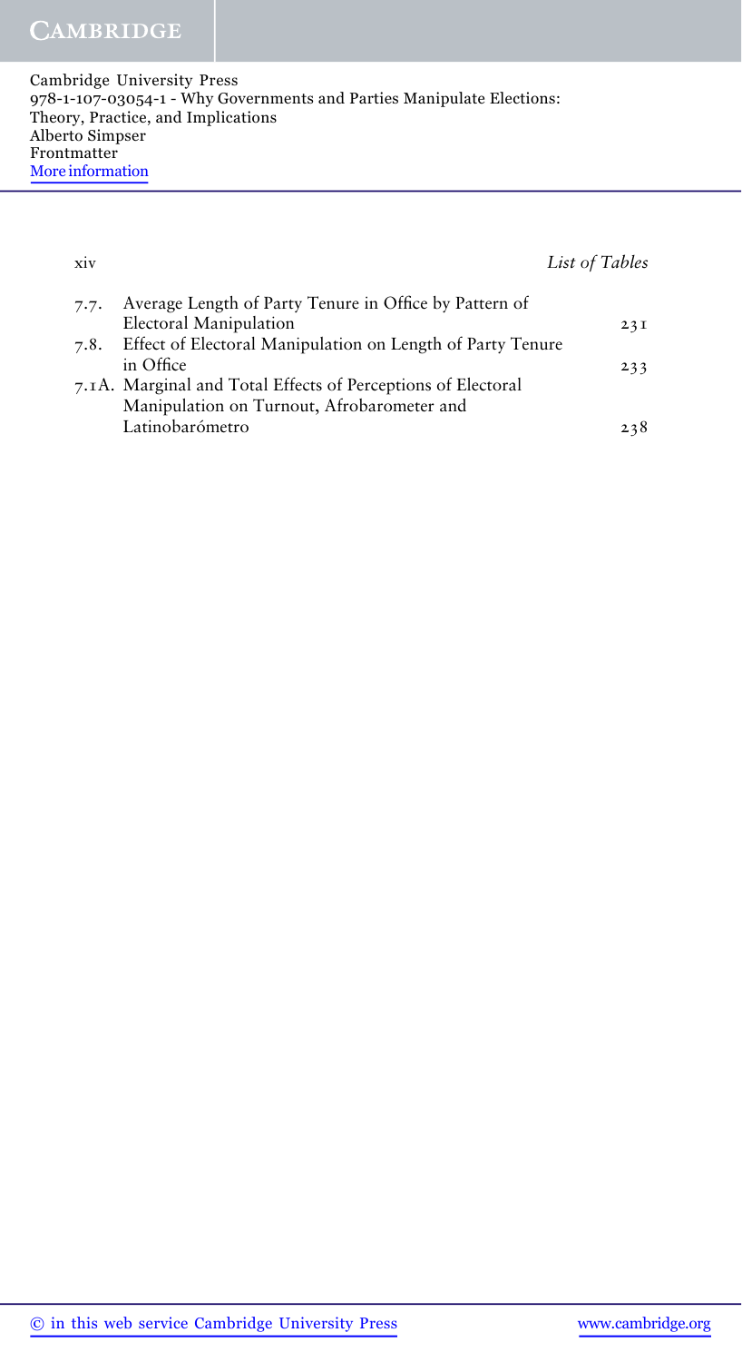| | | |
|---|---|---|
| 7.7. | Average Length of Party Tenure in Office by Pattern of Electoral Manipulation | 231 |
| 7.8. | Effect of Electoral Manipulation on Length of Party Tenure in Office | 233 |
| 7.1A. | Marginal and Total Effects of Perceptions of Electoral Manipulation on Turnout, Afrobarometer and Latinobarómetro | 238 |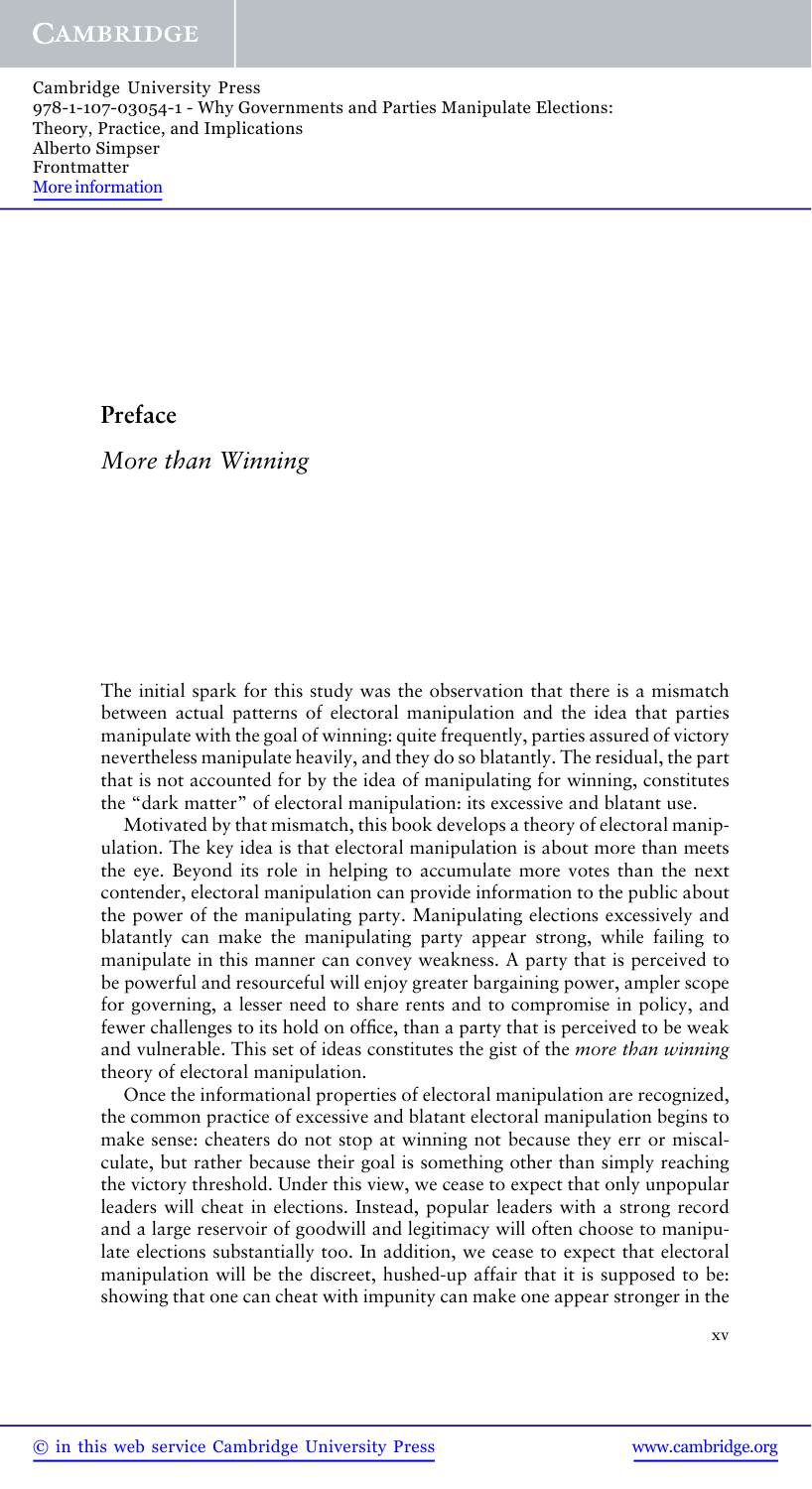# Preface

## *More than Winning*

The initial spark for this study was the observation that there is a mismatch between actual patterns of electoral manipulation and the idea that parties manipulate with the goal of winning: quite frequently, parties assured of victory nevertheless manipulate heavily, and they do so blatantly. The residual, the part that is not accounted for by the idea of manipulating for winning, constitutes the "dark matter" of electoral manipulation: its excessive and blatant use.

Motivated by that mismatch, this book develops a theory of electoral manipulation. The key idea is that electoral manipulation is about more than meets the eye. Beyond its role in helping to accumulate more votes than the next contender, electoral manipulation can provide information to the public about the power of the manipulating party. Manipulating elections excessively and blatantly can make the manipulating party appear strong, while failing to manipulate in this manner can convey weakness. A party that is perceived to be powerful and resourceful will enjoy greater bargaining power, ampler scope for governing, a lesser need to share rents and to compromise in policy, and fewer challenges to its hold on office, than a party that is perceived to be weak and vulnerable. This set of ideas constitutes the gist of the *more than winning* theory of electoral manipulation.

Once the informational properties of electoral manipulation are recognized, the common practice of excessive and blatant electoral manipulation begins to make sense: cheaters do not stop at winning not because they err or miscalculate, but rather because their goal is something other than simply reaching the victory threshold. Under this view, we cease to expect that only unpopular leaders will cheat in elections. Instead, popular leaders with a strong record and a large reservoir of goodwill and legitimacy will often choose to manipulate elections substantially too. In addition, we cease to expect that electoral manipulation will be the discreet, hushed-up affair that it is supposed to be: showing that one can cheat with impunity can make one appear stronger in the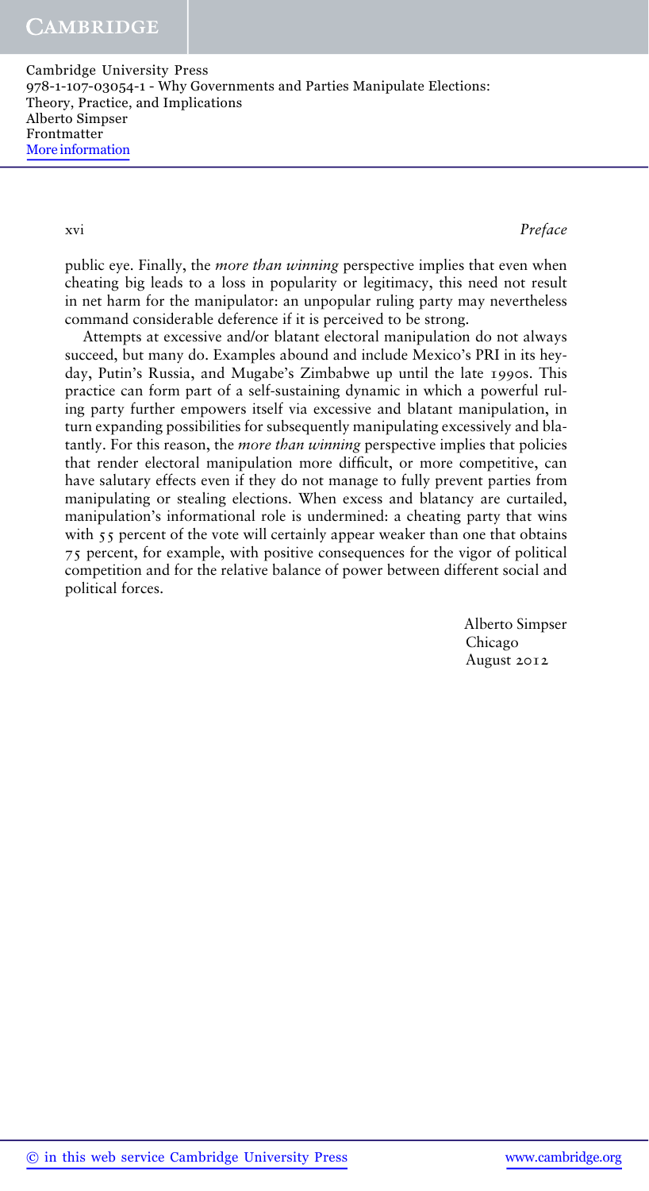public eye. Finally, the *more than winning* perspective implies that even when cheating big leads to a loss in popularity or legitimacy, this need not result in net harm for the manipulator: an unpopular ruling party may nevertheless command considerable deference if it is perceived to be strong.

Attempts at excessive and/or blatant electoral manipulation do not always succeed, but many do. Examples abound and include Mexico's PRI in its heyday, Putin's Russia, and Mugabe's Zimbabwe up until the late 1990s. This practice can form part of a self-sustaining dynamic in which a powerful ruling party further empowers itself via excessive and blatant manipulation, in turn expanding possibilities for subsequently manipulating excessively and blatantly. For this reason, the *more than winning* perspective implies that policies that render electoral manipulation more difficult, or more competitive, can have salutary effects even if they do not manage to fully prevent parties from manipulating or stealing elections. When excess and blatancy are curtailed, manipulation's informational role is undermined: a cheating party that wins with 55 percent of the vote will certainly appear weaker than one that obtains 75 percent, for example, with positive consequences for the vigor of political competition and for the relative balance of power between different social and political forces.

Alberto Simpser
Chicago
August 2012